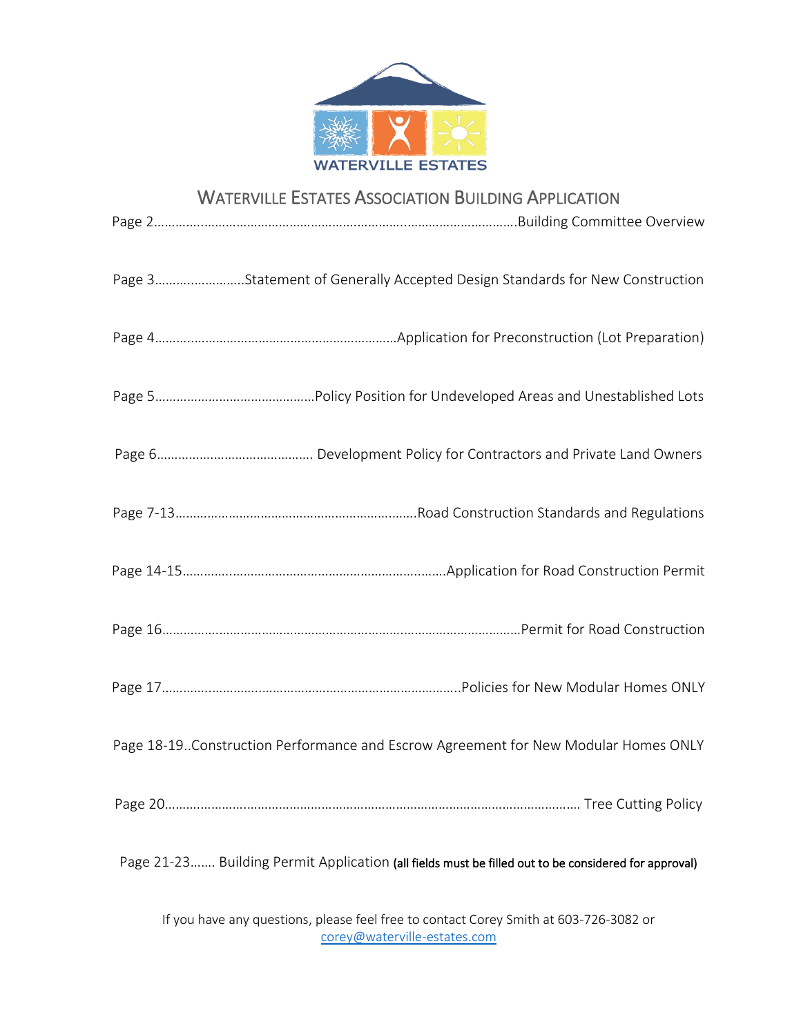WATERVILLE ESTATES

# WATERVILLE ESTATES ASSOCIATION BUILDING APPLICATION

Page 2……………………………………………………………………………………Building Committee Overview

Page 3……………………Statement of Generally Accepted Design Standards for New Construction

Page 4……………………………………………………………Application for Preconstruction (Lot Preparation)

Page 5………………………………………Policy Position for Undeveloped Areas and Unestablished Lots

Page 6……………………………………… Development Policy for Contractors and Private Land Owners

Page 7-13…………………………………………………………Road Construction Standards and Regulations

Page 14-15……………………………………………………………Application for Road Construction Permit

Page 16……………………………………………………………………………………Permit for Road Construction

Page 17…………………………………………………………………………Policies for New Modular Homes ONLY

Page 18-19..Construction Performance and Escrow Agreement for New Modular Homes ONLY

Page 20…………………………………………………………………………………………………… Tree Cutting Policy

Page 21-23……. Building Permit Application **(all fields must be filled out to be considered for approval)**

If you have any questions, please feel free to contact Corey Smith at 603-726-3082 or corey@waterville-estates.com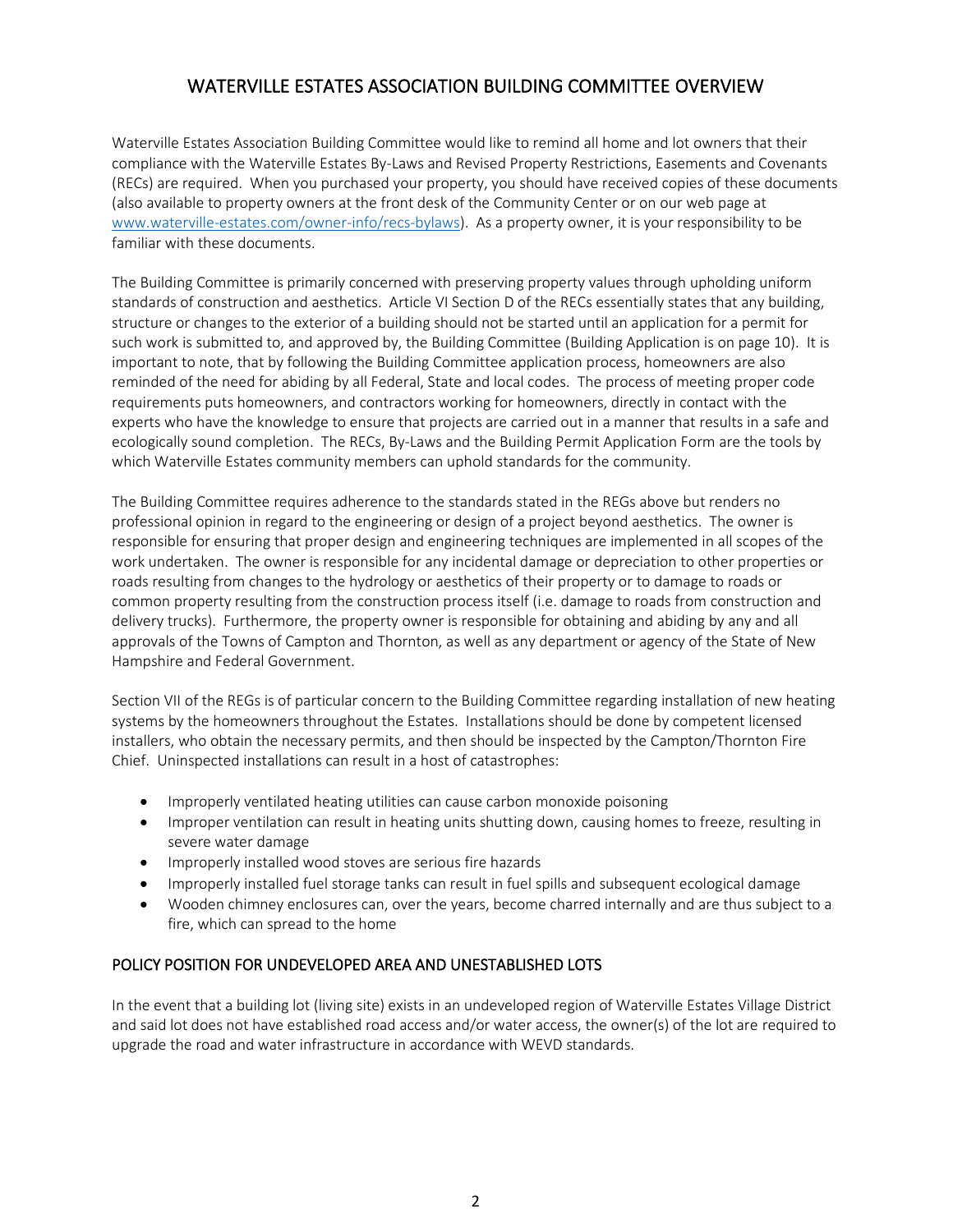# WATERVILLE ESTATES ASSOCIATION BUILDING COMMITTEE OVERVIEW

Waterville Estates Association Building Committee would like to remind all home and lot owners that their compliance with the Waterville Estates By-Laws and Revised Property Restrictions, Easements and Covenants (RECs) are required. When you purchased your property, you should have received copies of these documents (also available to property owners at the front desk of the Community Center or on our web page at www.waterville-estates.com/owner-info/recs-bylaws). As a property owner, it is your responsibility to be familiar with these documents.

The Building Committee is primarily concerned with preserving property values through upholding uniform standards of construction and aesthetics. Article VI Section D of the RECs essentially states that any building, structure or changes to the exterior of a building should not be started until an application for a permit for such work is submitted to, and approved by, the Building Committee (Building Application is on page 10). It is important to note, that by following the Building Committee application process, homeowners are also reminded of the need for abiding by all Federal, State and local codes. The process of meeting proper code requirements puts homeowners, and contractors working for homeowners, directly in contact with the experts who have the knowledge to ensure that projects are carried out in a manner that results in a safe and ecologically sound completion. The RECs, By-Laws and the Building Permit Application Form are the tools by which Waterville Estates community members can uphold standards for the community.

The Building Committee requires adherence to the standards stated in the REGs above but renders no professional opinion in regard to the engineering or design of a project beyond aesthetics. The owner is responsible for ensuring that proper design and engineering techniques are implemented in all scopes of the work undertaken. The owner is responsible for any incidental damage or depreciation to other properties or roads resulting from changes to the hydrology or aesthetics of their property or to damage to roads or common property resulting from the construction process itself (i.e. damage to roads from construction and delivery trucks). Furthermore, the property owner is responsible for obtaining and abiding by any and all approvals of the Towns of Campton and Thornton, as well as any department or agency of the State of New Hampshire and Federal Government.

Section VII of the REGs is of particular concern to the Building Committee regarding installation of new heating systems by the homeowners throughout the Estates. Installations should be done by competent licensed installers, who obtain the necessary permits, and then should be inspected by the Campton/Thornton Fire Chief. Uninspected installations can result in a host of catastrophes:

- Improperly ventilated heating utilities can cause carbon monoxide poisoning
- Improper ventilation can result in heating units shutting down, causing homes to freeze, resulting in severe water damage
- Improperly installed wood stoves are serious fire hazards
- Improperly installed fuel storage tanks can result in fuel spills and subsequent ecological damage
- Wooden chimney enclosures can, over the years, become charred internally and are thus subject to a fire, which can spread to the home

## POLICY POSITION FOR UNDEVELOPED AREA AND UNESTABLISHED LOTS

In the event that a building lot (living site) exists in an undeveloped region of Waterville Estates Village District and said lot does not have established road access and/or water access, the owner(s) of the lot are required to upgrade the road and water infrastructure in accordance with WEVD standards.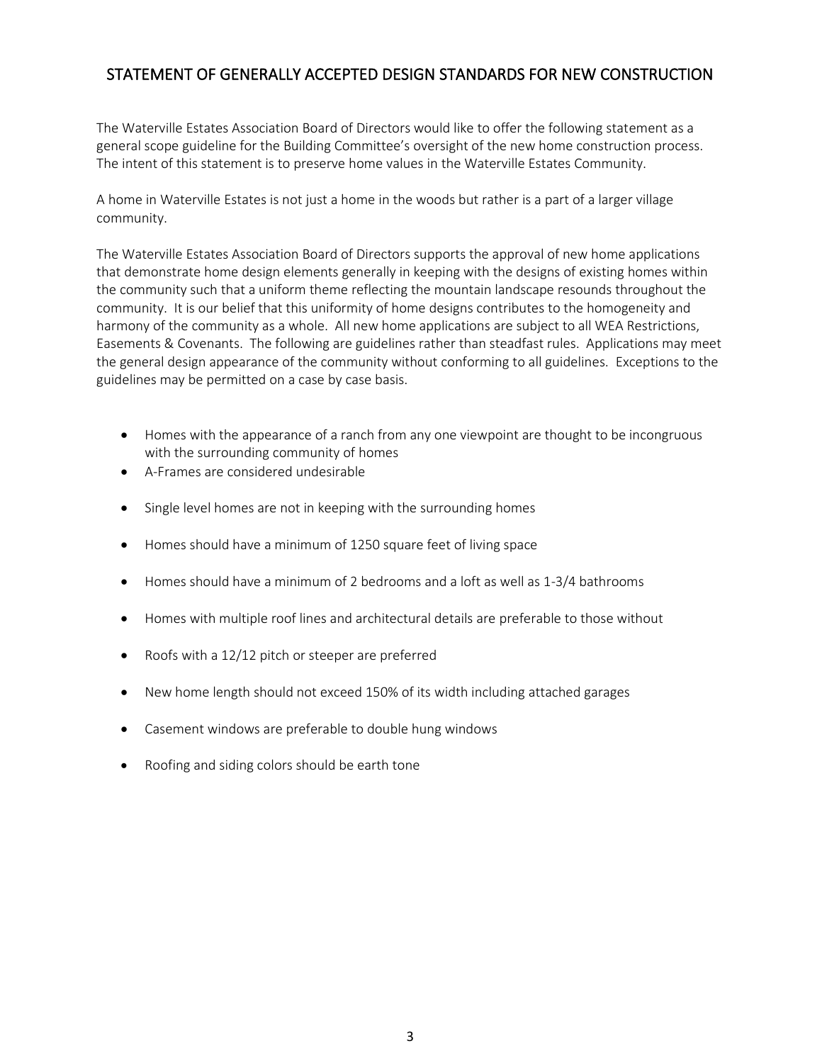## STATEMENT OF GENERALLY ACCEPTED DESIGN STANDARDS FOR NEW CONSTRUCTION

The Waterville Estates Association Board of Directors would like to offer the following statement as a general scope guideline for the Building Committee's oversight of the new home construction process. The intent of this statement is to preserve home values in the Waterville Estates Community.

A home in Waterville Estates is not just a home in the woods but rather is a part of a larger village community.

The Waterville Estates Association Board of Directors supports the approval of new home applications that demonstrate home design elements generally in keeping with the designs of existing homes within the community such that a uniform theme reflecting the mountain landscape resounds throughout the community. It is our belief that this uniformity of home designs contributes to the homogeneity and harmony of the community as a whole. All new home applications are subject to all WEA Restrictions, Easements & Covenants. The following are guidelines rather than steadfast rules. Applications may meet the general design appearance of the community without conforming to all guidelines. Exceptions to the guidelines may be permitted on a case by case basis.

- Homes with the appearance of a ranch from any one viewpoint are thought to be incongruous with the surrounding community of homes
- A-Frames are considered undesirable
- Single level homes are not in keeping with the surrounding homes
- Homes should have a minimum of 1250 square feet of living space
- Homes should have a minimum of 2 bedrooms and a loft as well as 1-3/4 bathrooms
- Homes with multiple roof lines and architectural details are preferable to those without
- Roofs with a 12/12 pitch or steeper are preferred
- New home length should not exceed 150% of its width including attached garages
- Casement windows are preferable to double hung windows
- Roofing and siding colors should be earth tone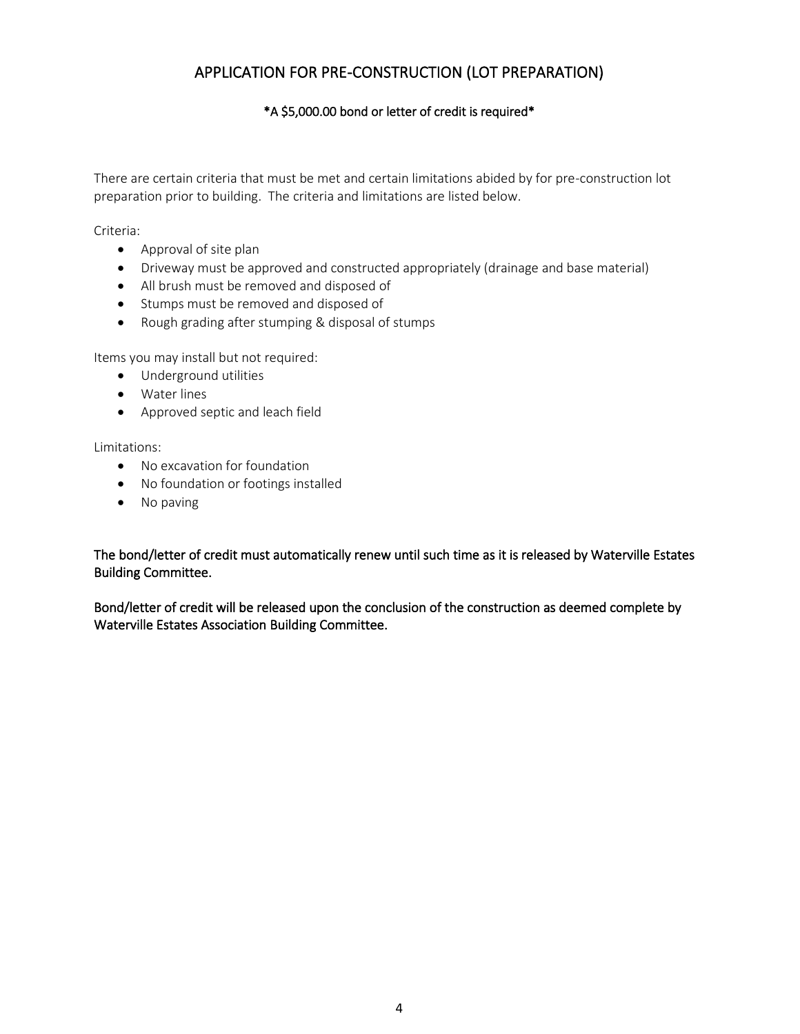# APPLICATION FOR PRE-CONSTRUCTION (LOT PREPARATION)

**\*A $5,000.00 bond or letter of credit is required\***

There are certain criteria that must be met and certain limitations abided by for pre-construction lot preparation prior to building. The criteria and limitations are listed below.

Criteria:

- Approval of site plan
- Driveway must be approved and constructed appropriately (drainage and base material)
- All brush must be removed and disposed of
- Stumps must be removed and disposed of
- Rough grading after stumping & disposal of stumps

Items you may install but not required:

- Underground utilities
- Water lines
- Approved septic and leach field

Limitations:

- No excavation for foundation
- No foundation or footings installed
- No paving

The bond/letter of credit must automatically renew until such time as it is released by Waterville Estates Building Committee.

Bond/letter of credit will be released upon the conclusion of the construction as deemed complete by Waterville Estates Association Building Committee.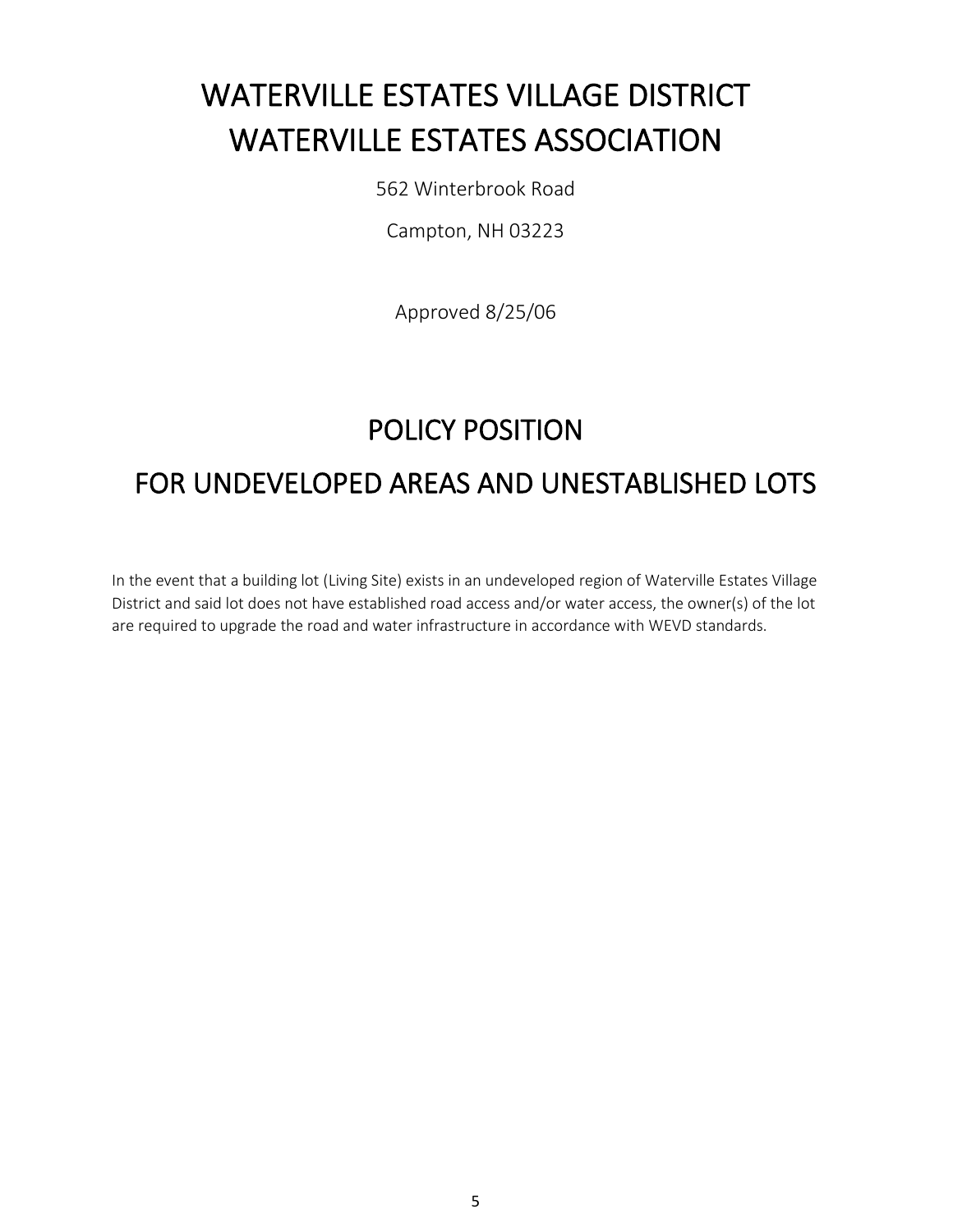# WATERVILLE ESTATES VILLAGE DISTRICT
# WATERVILLE ESTATES ASSOCIATION

562 Winterbrook Road

Campton, NH 03223

Approved 8/25/06

## POLICY POSITION

## FOR UNDEVELOPED AREAS AND UNESTABLISHED LOTS

In the event that a building lot (Living Site) exists in an undeveloped region of Waterville Estates Village District and said lot does not have established road access and/or water access, the owner(s) of the lot are required to upgrade the road and water infrastructure in accordance with WEVD standards.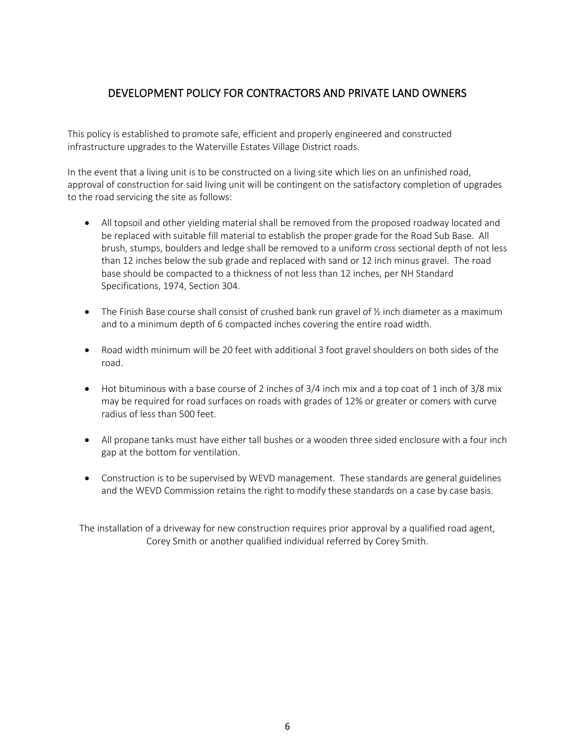## DEVELOPMENT POLICY FOR CONTRACTORS AND PRIVATE LAND OWNERS

This policy is established to promote safe, efficient and properly engineered and constructed infrastructure upgrades to the Waterville Estates Village District roads.

In the event that a living unit is to be constructed on a living site which lies on an unfinished road, approval of construction for said living unit will be contingent on the satisfactory completion of upgrades to the road servicing the site as follows:

- All topsoil and other yielding material shall be removed from the proposed roadway located and be replaced with suitable fill material to establish the proper grade for the Road Sub Base. All brush, stumps, boulders and ledge shall be removed to a uniform cross sectional depth of not less than 12 inches below the sub grade and replaced with sand or 12 inch minus gravel. The road base should be compacted to a thickness of not less than 12 inches, per NH Standard Specifications, 1974, Section 304.
- The Finish Base course shall consist of crushed bank run gravel of ½ inch diameter as a maximum and to a minimum depth of 6 compacted inches covering the entire road width.
- Road width minimum will be 20 feet with additional 3 foot gravel shoulders on both sides of the road.
- Hot bituminous with a base course of 2 inches of 3/4 inch mix and a top coat of 1 inch of 3/8 mix may be required for road surfaces on roads with grades of 12% or greater or comers with curve radius of less than 500 feet.
- All propane tanks must have either tall bushes or a wooden three sided enclosure with a four inch gap at the bottom for ventilation.
- Construction is to be supervised by WEVD management. These standards are general guidelines and the WEVD Commission retains the right to modify these standards on a case by case basis.

The installation of a driveway for new construction requires prior approval by a qualified road agent, Corey Smith or another qualified individual referred by Corey Smith.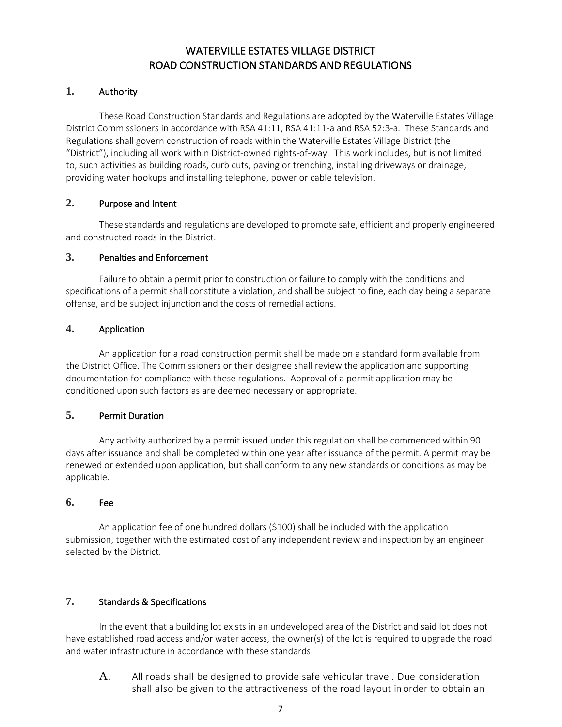# WATERVILLE ESTATES VILLAGE DISTRICT
# ROAD CONSTRUCTION STANDARDS AND REGULATIONS

## 1. Authority

These Road Construction Standards and Regulations are adopted by the Waterville Estates Village District Commissioners in accordance with RSA 41:11, RSA 41:11-a and RSA 52:3-a. These Standards and Regulations shall govern construction of roads within the Waterville Estates Village District (the "District"), including all work within District-owned rights-of-way. This work includes, but is not limited to, such activities as building roads, curb cuts, paving or trenching, installing driveways or drainage, providing water hookups and installing telephone, power or cable television.

## 2. Purpose and Intent

These standards and regulations are developed to promote safe, efficient and properly engineered and constructed roads in the District.

## 3. Penalties and Enforcement

Failure to obtain a permit prior to construction or failure to comply with the conditions and specifications of a permit shall constitute a violation, and shall be subject to fine, each day being a separate offense, and be subject injunction and the costs of remedial actions.

## 4. Application

An application for a road construction permit shall be made on a standard form available from the District Office. The Commissioners or their designee shall review the application and supporting documentation for compliance with these regulations. Approval of a permit application may be conditioned upon such factors as are deemed necessary or appropriate.

## 5. Permit Duration

Any activity authorized by a permit issued under this regulation shall be commenced within 90 days after issuance and shall be completed within one year after issuance of the permit. A permit may be renewed or extended upon application, but shall conform to any new standards or conditions as may be applicable.

## 6. Fee

An application fee of one hundred dollars ($100) shall be included with the application submission, together with the estimated cost of any independent review and inspection by an engineer selected by the District.

## 7. Standards & Specifications

In the event that a building lot exists in an undeveloped area of the District and said lot does not have established road access and/or water access, the owner(s) of the lot is required to upgrade the road and water infrastructure in accordance with these standards.

A. All roads shall be designed to provide safe vehicular travel. Due consideration shall also be given to the attractiveness of the road layout in order to obtain an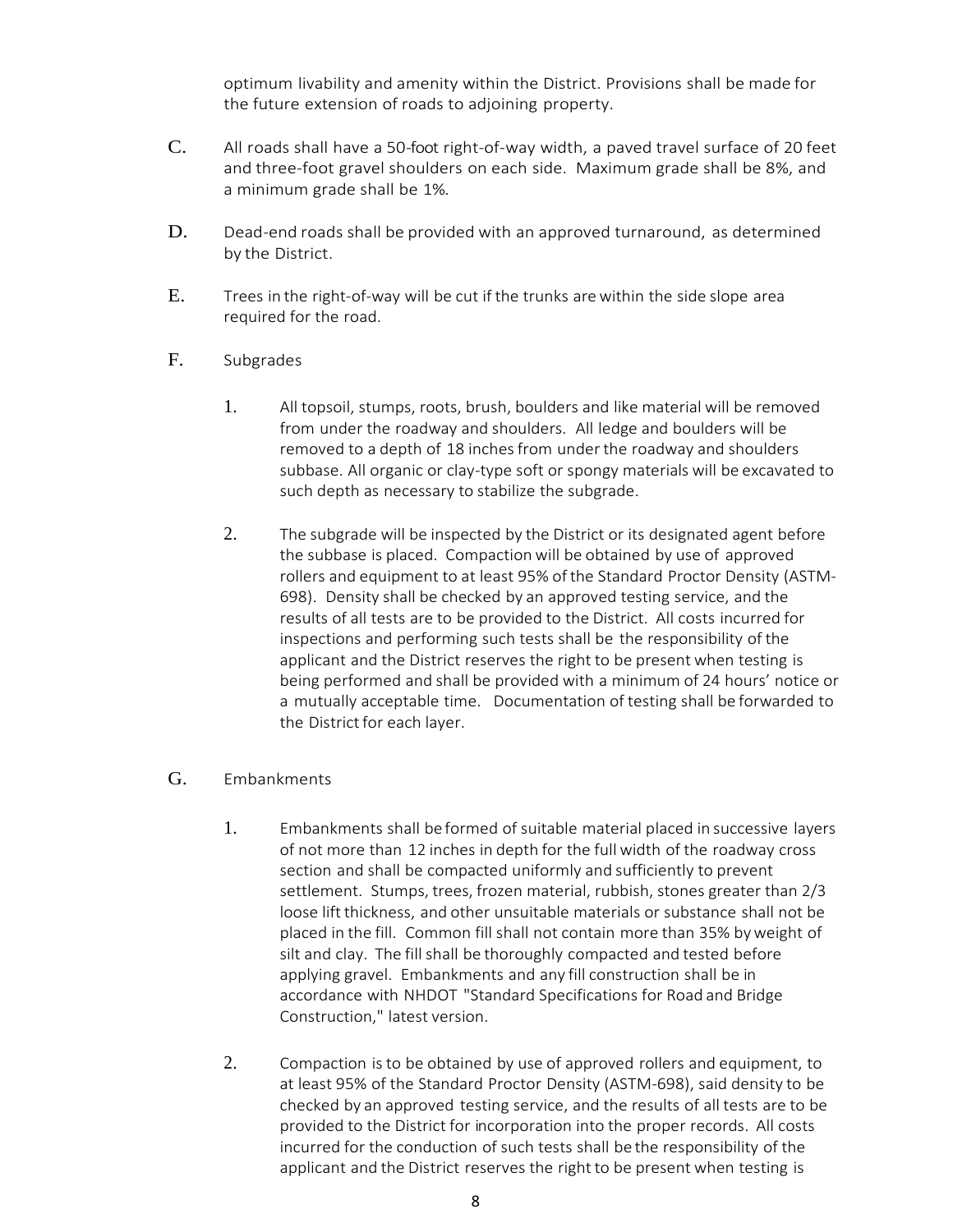optimum livability and amenity within the District. Provisions shall be made for the future extension of roads to adjoining property.

C. All roads shall have a 50-foot right-of-way width, a paved travel surface of 20 feet and three-foot gravel shoulders on each side. Maximum grade shall be 8%, and a minimum grade shall be 1%.

D. Dead-end roads shall be provided with an approved turnaround, as determined by the District.

E. Trees in the right-of-way will be cut if the trunks are within the side slope area required for the road.

F. Subgrades

1. All topsoil, stumps, roots, brush, boulders and like material will be removed from under the roadway and shoulders. All ledge and boulders will be removed to a depth of 18 inches from under the roadway and shoulders subbase. All organic or clay-type soft or spongy materials will be excavated to such depth as necessary to stabilize the subgrade.

2. The subgrade will be inspected by the District or its designated agent before the subbase is placed. Compaction will be obtained by use of approved rollers and equipment to at least 95% of the Standard Proctor Density (ASTM-698). Density shall be checked by an approved testing service, and the results of all tests are to be provided to the District. All costs incurred for inspections and performing such tests shall be the responsibility of the applicant and the District reserves the right to be present when testing is being performed and shall be provided with a minimum of 24 hours' notice or a mutually acceptable time. Documentation of testing shall be forwarded to the District for each layer.

G. Embankments

1. Embankments shall be formed of suitable material placed in successive layers of not more than 12 inches in depth for the full width of the roadway cross section and shall be compacted uniformly and sufficiently to prevent settlement. Stumps, trees, frozen material, rubbish, stones greater than 2/3 loose lift thickness, and other unsuitable materials or substance shall not be placed in the fill. Common fill shall not contain more than 35% by weight of silt and clay. The fill shall be thoroughly compacted and tested before applying gravel. Embankments and any fill construction shall be in accordance with NHDOT "Standard Specifications for Road and Bridge Construction," latest version.

2. Compaction is to be obtained by use of approved rollers and equipment, to at least 95% of the Standard Proctor Density (ASTM-698), said density to be checked by an approved testing service, and the results of all tests are to be provided to the District for incorporation into the proper records. All costs incurred for the conduction of such tests shall be the responsibility of the applicant and the District reserves the right to be present when testing is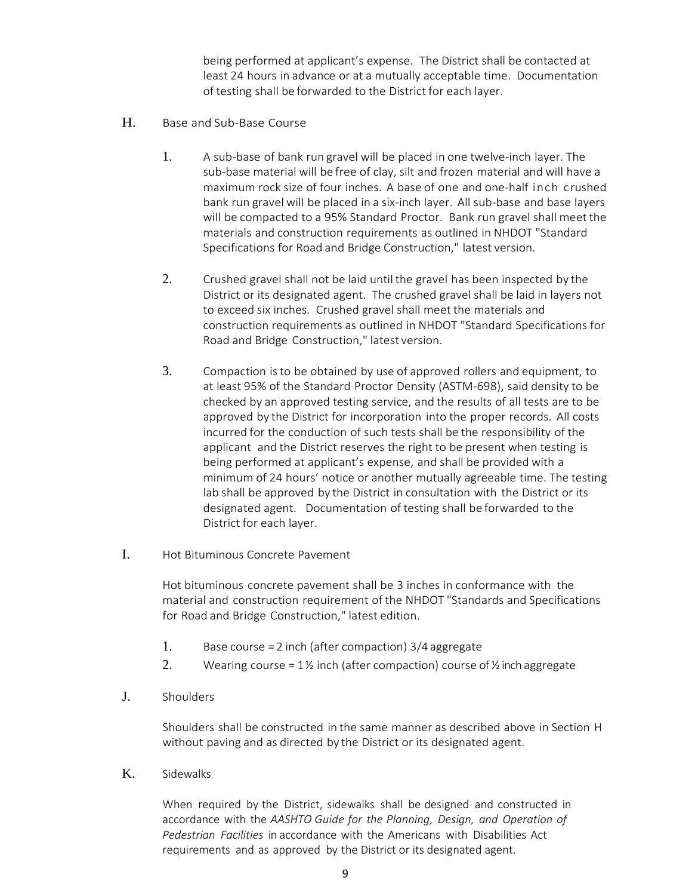being performed at applicant's expense. The District shall be contacted at least 24 hours in advance or at a mutually acceptable time. Documentation of testing shall be forwarded to the District for each layer.

H. Base and Sub-Base Course

1. A sub-base of bank run gravel will be placed in one twelve-inch layer. The sub-base material will be free of clay, silt and frozen material and will have a maximum rock size of four inches. A base of one and one-half inch crushed bank run gravel will be placed in a six-inch layer. All sub-base and base layers will be compacted to a 95% Standard Proctor. Bank run gravel shall meet the materials and construction requirements as outlined in NHDOT "Standard Specifications for Road and Bridge Construction," latest version.

2. Crushed gravel shall not be laid until the gravel has been inspected by the District or its designated agent. The crushed gravel shall be laid in layers not to exceed six inches. Crushed gravel shall meet the materials and construction requirements as outlined in NHDOT "Standard Specifications for Road and Bridge Construction," latest version.

3. Compaction is to be obtained by use of approved rollers and equipment, to at least 95% of the Standard Proctor Density (ASTM-698), said density to be checked by an approved testing service, and the results of all tests are to be approved by the District for incorporation into the proper records. All costs incurred for the conduction of such tests shall be the responsibility of the applicant and the District reserves the right to be present when testing is being performed at applicant's expense, and shall be provided with a minimum of 24 hours' notice or another mutually agreeable time. The testing lab shall be approved by the District in consultation with the District or its designated agent. Documentation of testing shall be forwarded to the District for each layer.

I. Hot Bituminous Concrete Pavement

Hot bituminous concrete pavement shall be 3 inches in conformance with the material and construction requirement of the NHDOT "Standards and Specifications for Road and Bridge Construction," latest edition.

1. Base course = 2 inch (after compaction) 3/4 aggregate
2. Wearing course = 1½ inch (after compaction) course of ½ inch aggregate

J. Shoulders

Shoulders shall be constructed in the same manner as described above in Section H without paving and as directed by the District or its designated agent.

K. Sidewalks

When required by the District, sidewalks shall be designed and constructed in accordance with the *AASHTO Guide for the Planning, Design, and Operation of Pedestrian Facilities* in accordance with the Americans with Disabilities Act requirements and as approved by the District or its designated agent.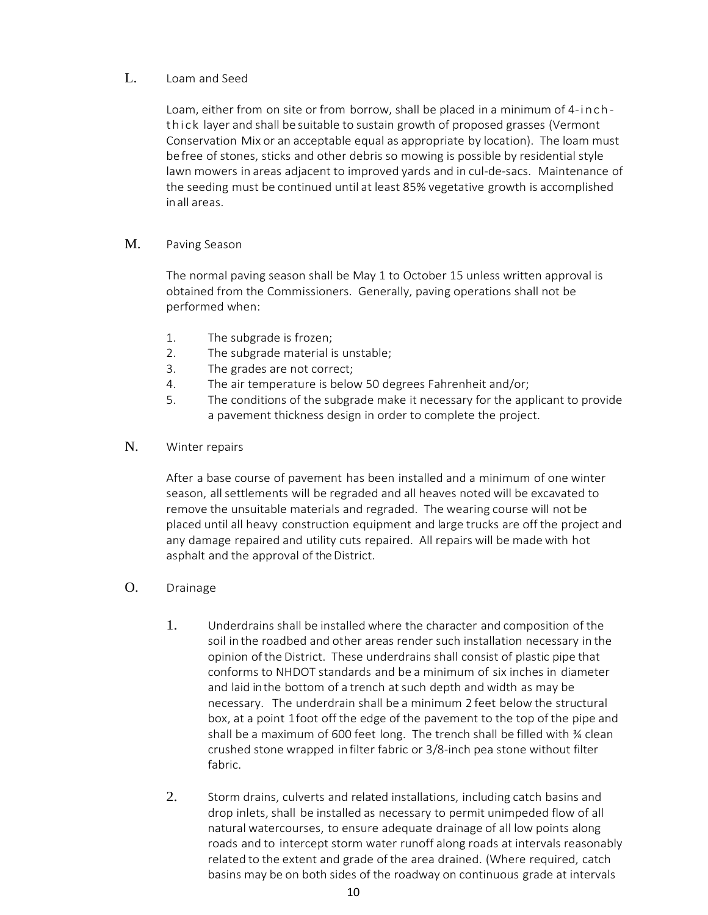L. Loam and Seed

Loam, either from on site or from borrow, shall be placed in a minimum of 4-inch-thick layer and shall be suitable to sustain growth of proposed grasses (Vermont Conservation Mix or an acceptable equal as appropriate by location). The loam must be free of stones, sticks and other debris so mowing is possible by residential style lawn mowers in areas adjacent to improved yards and in cul-de-sacs. Maintenance of the seeding must be continued until at least 85% vegetative growth is accomplished in all areas.

M. Paving Season

The normal paving season shall be May 1 to October 15 unless written approval is obtained from the Commissioners. Generally, paving operations shall not be performed when:

1. The subgrade is frozen;
2. The subgrade material is unstable;
3. The grades are not correct;
4. The air temperature is below 50 degrees Fahrenheit and/or;
5. The conditions of the subgrade make it necessary for the applicant to provide a pavement thickness design in order to complete the project.

N. Winter repairs

After a base course of pavement has been installed and a minimum of one winter season, all settlements will be regraded and all heaves noted will be excavated to remove the unsuitable materials and regraded. The wearing course will not be placed until all heavy construction equipment and large trucks are off the project and any damage repaired and utility cuts repaired. All repairs will be made with hot asphalt and the approval of the District.

O. Drainage

1. Underdrains shall be installed where the character and composition of the soil in the roadbed and other areas render such installation necessary in the opinion of the District. These underdrains shall consist of plastic pipe that conforms to NHDOT standards and be a minimum of six inches in diameter and laid in the bottom of a trench at such depth and width as may be necessary. The underdrain shall be a minimum 2 feet below the structural box, at a point 1 foot off the edge of the pavement to the top of the pipe and shall be a maximum of 600 feet long. The trench shall be filled with ¾ clean crushed stone wrapped in filter fabric or 3/8-inch pea stone without filter fabric.

2. Storm drains, culverts and related installations, including catch basins and drop inlets, shall be installed as necessary to permit unimpeded flow of all natural watercourses, to ensure adequate drainage of all low points along roads and to intercept storm water runoff along roads at intervals reasonably related to the extent and grade of the area drained. (Where required, catch basins may be on both sides of the roadway on continuous grade at intervals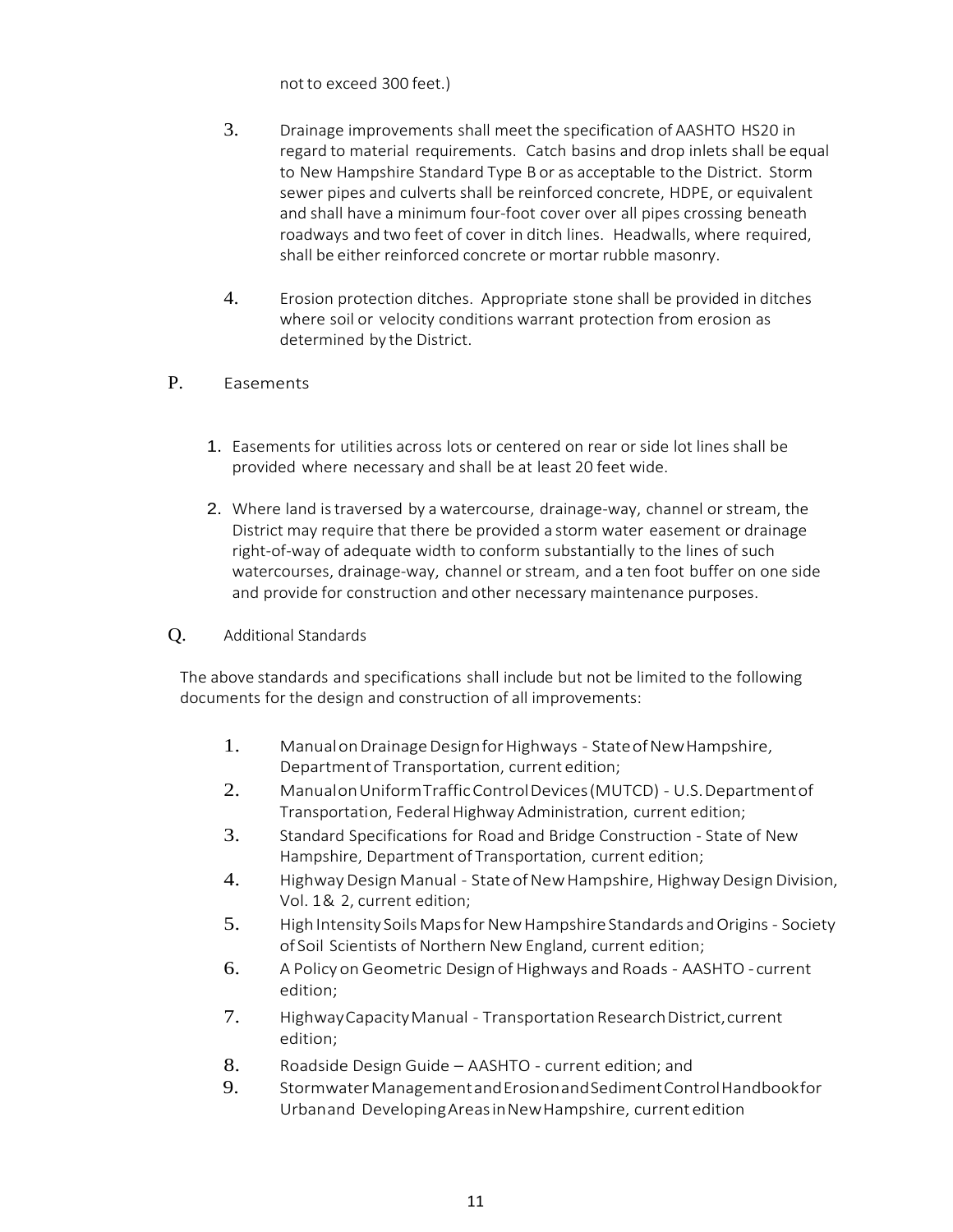not to exceed 300 feet.)

3. Drainage improvements shall meet the specification of AASHTO HS20 in regard to material requirements. Catch basins and drop inlets shall be equal to New Hampshire Standard Type B or as acceptable to the District. Storm sewer pipes and culverts shall be reinforced concrete, HDPE, or equivalent and shall have a minimum four-foot cover over all pipes crossing beneath roadways and two feet of cover in ditch lines. Headwalls, where required, shall be either reinforced concrete or mortar rubble masonry.

4. Erosion protection ditches. Appropriate stone shall be provided in ditches where soil or velocity conditions warrant protection from erosion as determined by the District.

P. Easements

1. Easements for utilities across lots or centered on rear or side lot lines shall be provided where necessary and shall be at least 20 feet wide.

2. Where land is traversed by a watercourse, drainage-way, channel or stream, the District may require that there be provided a storm water easement or drainage right-of-way of adequate width to conform substantially to the lines of such watercourses, drainage-way, channel or stream, and a ten foot buffer on one side and provide for construction and other necessary maintenance purposes.

Q. Additional Standards

The above standards and specifications shall include but not be limited to the following documents for the design and construction of all improvements:

1. Manual on Drainage Design for Highways - State of New Hampshire, Department of Transportation, current edition;
2. Manual on Uniform Traffic Control Devices (MUTCD) - U.S. Department of Transportation, Federal Highway Administration, current edition;
3. Standard Specifications for Road and Bridge Construction - State of New Hampshire, Department of Transportation, current edition;
4. Highway Design Manual - State of New Hampshire, Highway Design Division, Vol. 1& 2, current edition;
5. High Intensity Soils Maps for New Hampshire Standards and Origins - Society of Soil Scientists of Northern New England, current edition;
6. A Policy on Geometric Design of Highways and Roads - AASHTO - current edition;
7. Highway Capacity Manual - Transportation Research District, current edition;
8. Roadside Design Guide – AASHTO - current edition; and
9. Stormwater Management and Erosion and Sediment Control Handbook for Urban and Developing Areas in New Hampshire, current edition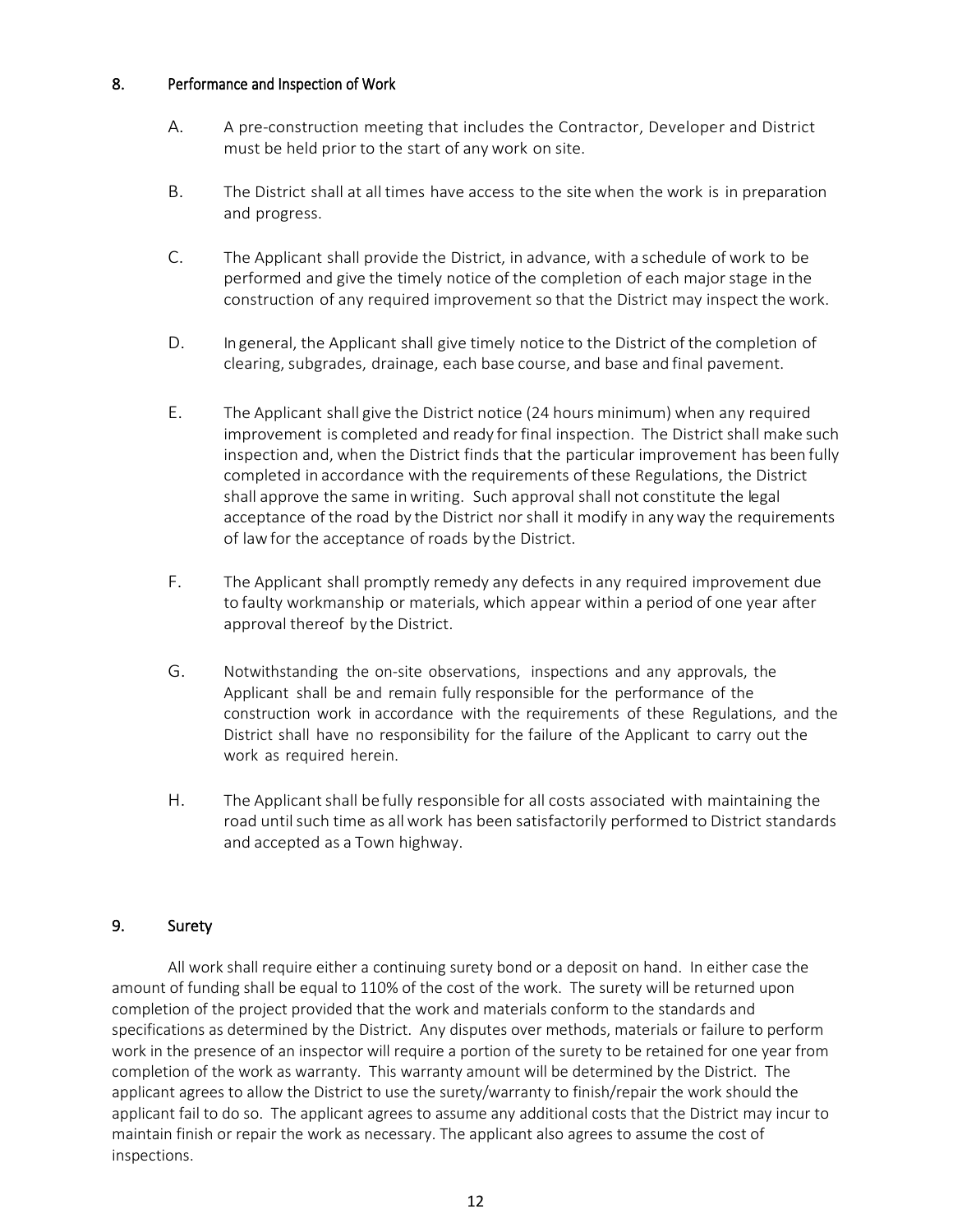## 8. Performance and Inspection of Work

A. A pre-construction meeting that includes the Contractor, Developer and District must be held prior to the start of any work on site.

B. The District shall at all times have access to the site when the work is in preparation and progress.

C. The Applicant shall provide the District, in advance, with a schedule of work to be performed and give the timely notice of the completion of each major stage in the construction of any required improvement so that the District may inspect the work.

D. In general, the Applicant shall give timely notice to the District of the completion of clearing, subgrades, drainage, each base course, and base and final pavement.

E. The Applicant shall give the District notice (24 hours minimum) when any required improvement is completed and ready for final inspection. The District shall make such inspection and, when the District finds that the particular improvement has been fully completed in accordance with the requirements of these Regulations, the District shall approve the same in writing. Such approval shall not constitute the legal acceptance of the road by the District nor shall it modify in any way the requirements of law for the acceptance of roads by the District.

F. The Applicant shall promptly remedy any defects in any required improvement due to faulty workmanship or materials, which appear within a period of one year after approval thereof by the District.

G. Notwithstanding the on-site observations, inspections and any approvals, the Applicant shall be and remain fully responsible for the performance of the construction work in accordance with the requirements of these Regulations, and the District shall have no responsibility for the failure of the Applicant to carry out the work as required herein.

H. The Applicant shall be fully responsible for all costs associated with maintaining the road until such time as all work has been satisfactorily performed to District standards and accepted as a Town highway.

## 9. Surety

All work shall require either a continuing surety bond or a deposit on hand. In either case the amount of funding shall be equal to 110% of the cost of the work. The surety will be returned upon completion of the project provided that the work and materials conform to the standards and specifications as determined by the District. Any disputes over methods, materials or failure to perform work in the presence of an inspector will require a portion of the surety to be retained for one year from completion of the work as warranty. This warranty amount will be determined by the District. The applicant agrees to allow the District to use the surety/warranty to finish/repair the work should the applicant fail to do so. The applicant agrees to assume any additional costs that the District may incur to maintain finish or repair the work as necessary. The applicant also agrees to assume the cost of inspections.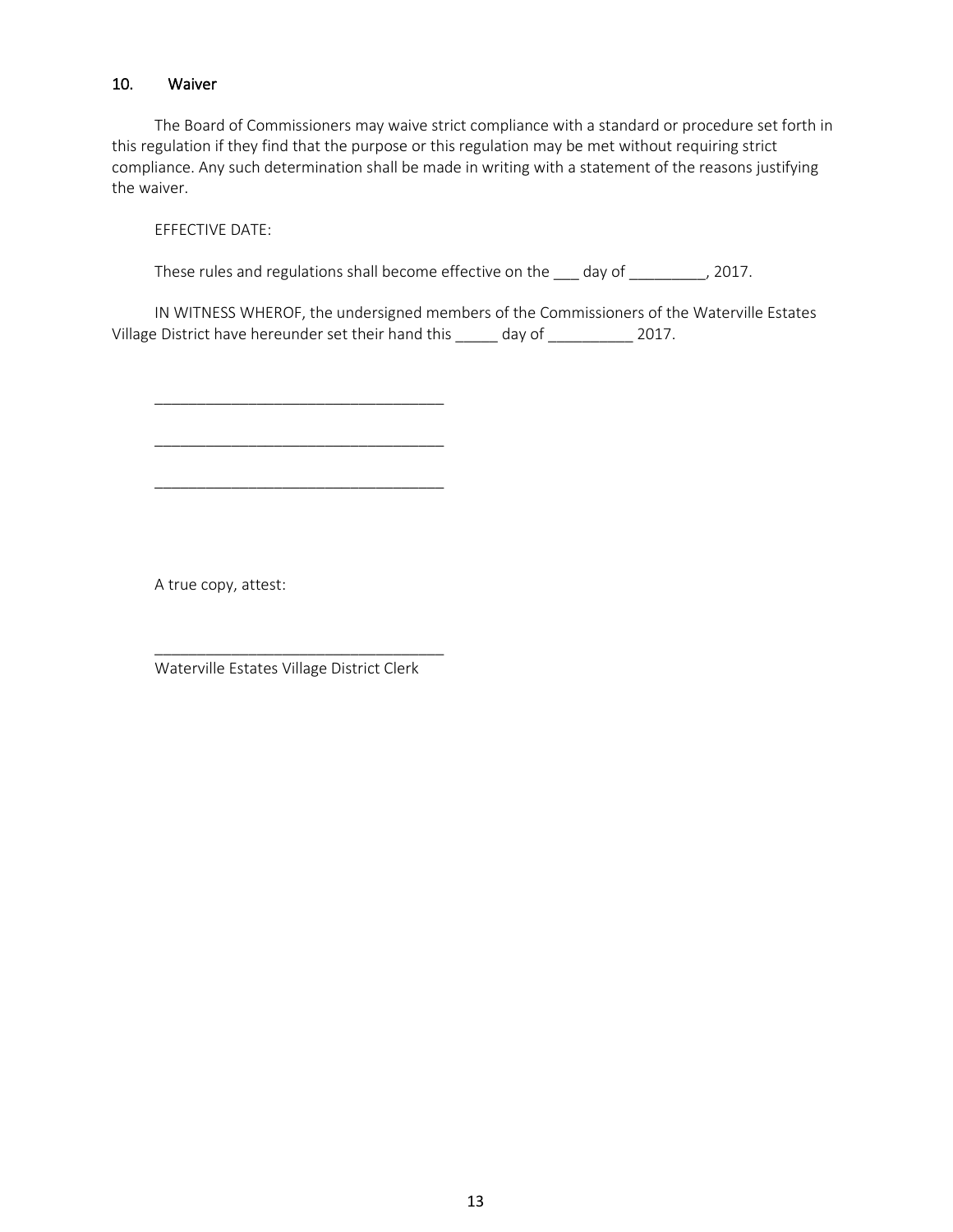## 10. Waiver

The Board of Commissioners may waive strict compliance with a standard or procedure set forth in this regulation if they find that the purpose or this regulation may be met without requiring strict compliance. Any such determination shall be made in writing with a statement of the reasons justifying the waiver.

EFFECTIVE DATE:

These rules and regulations shall become effective on the ___ day of _________, 2017.

IN WITNESS WHEROF, the undersigned members of the Commissioners of the Waterville Estates Village District have hereunder set their hand this _____ day of __________ 2017.

__________________________________

__________________________________

__________________________________

A true copy, attest:

__________________________________
Waterville Estates Village District Clerk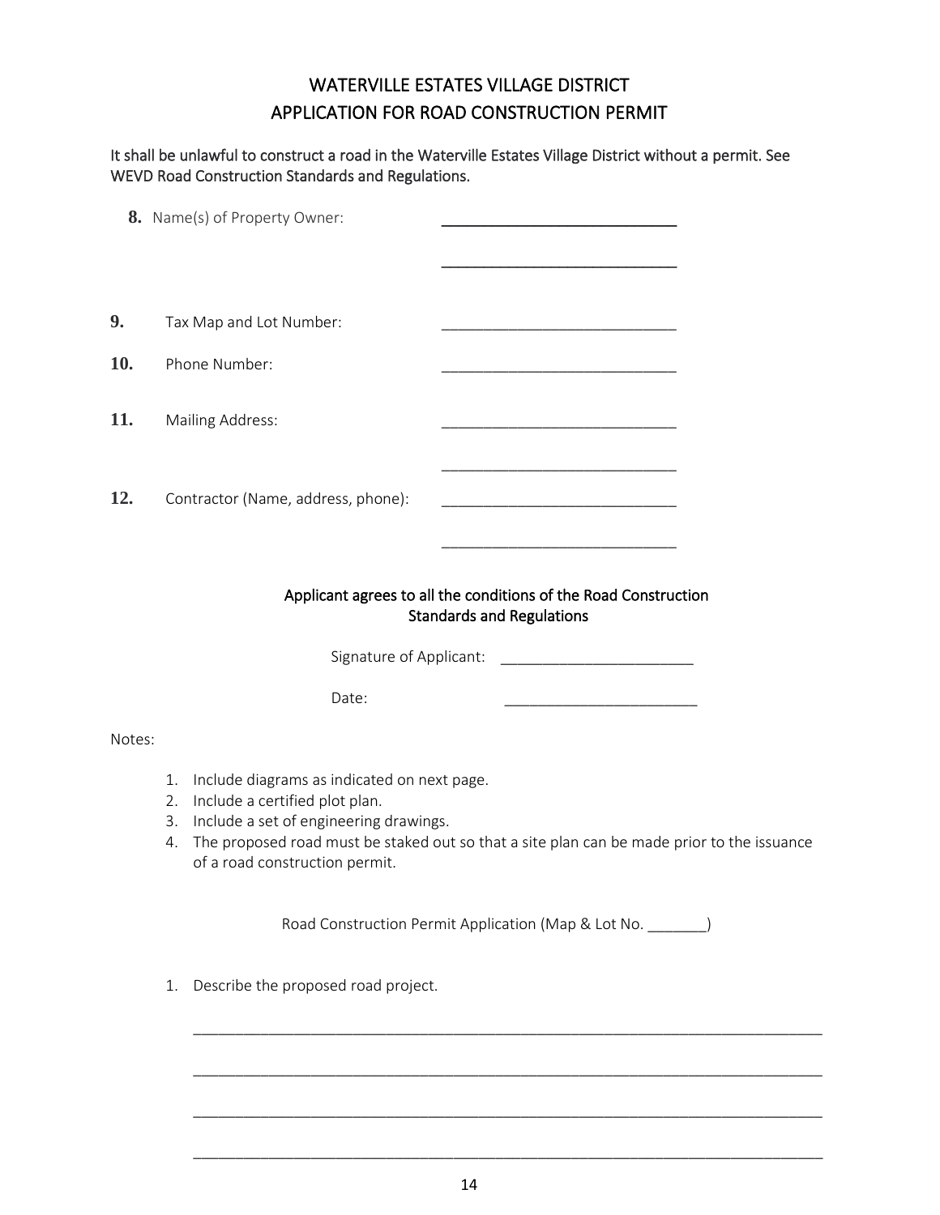# WATERVILLE ESTATES VILLAGE DISTRICT
# APPLICATION FOR ROAD CONSTRUCTION PERMIT

It shall be unlawful to construct a road in the Waterville Estates Village District without a permit. See WEVD Road Construction Standards and Regulations.

**8.** Name(s) of Property Owner: ____________________________

____________________________

**9.** Tax Map and Lot Number: ____________________________

**10.** Phone Number: ____________________________

**11.** Mailing Address: ____________________________

____________________________

**12.** Contractor (Name, address, phone): ____________________________

____________________________

Applicant agrees to all the conditions of the Road Construction Standards and Regulations

Signature of Applicant: _______________________

Date: _______________________

Notes:

1. Include diagrams as indicated on next page.
2. Include a certified plot plan.
3. Include a set of engineering drawings.
4. The proposed road must be staked out so that a site plan can be made prior to the issuance of a road construction permit.

Road Construction Permit Application (Map & Lot No. _______)

1. Describe the proposed road project.

____________________________________________________________________________

____________________________________________________________________________

____________________________________________________________________________

____________________________________________________________________________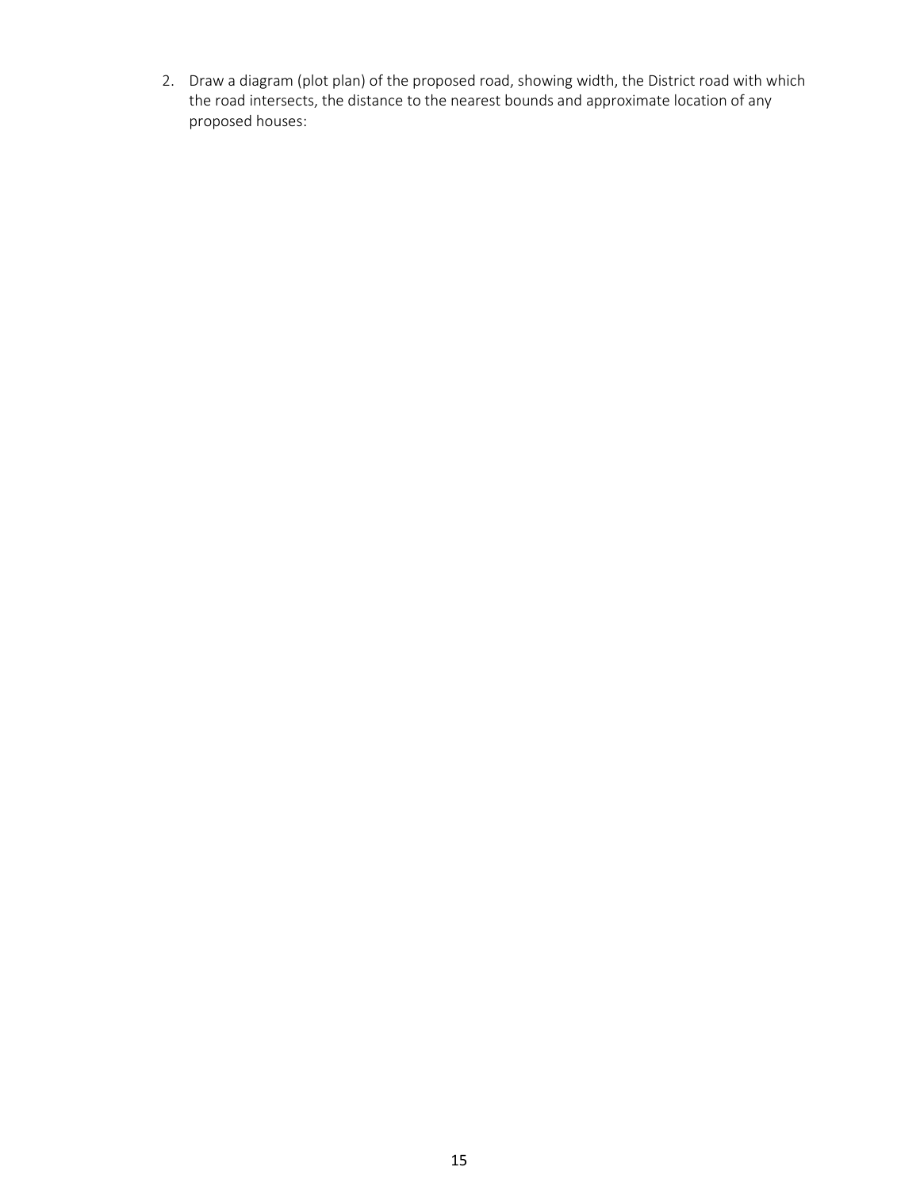2. Draw a diagram (plot plan) of the proposed road, showing width, the District road with which the road intersects, the distance to the nearest bounds and approximate location of any proposed houses: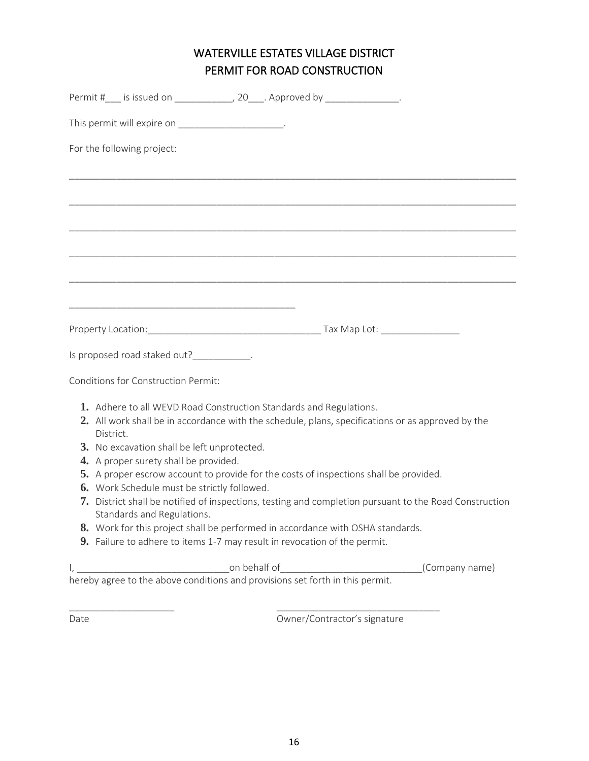# WATERVILLE ESTATES VILLAGE DISTRICT
# PERMIT FOR ROAD CONSTRUCTION

Permit #___ is issued on ___________, 20___. Approved by ______________.

This permit will expire on ____________________.

For the following project:

_____________________________________________________________________________________

_____________________________________________________________________________________

_____________________________________________________________________________________

_____________________________________________________________________________________

_____________________________________________________________________________________

____________________________________________

Property Location:_________________________________ Tax Map Lot: _______________

Is proposed road staked out?___________.

Conditions for Construction Permit:

1. Adhere to all WEVD Road Construction Standards and Regulations.
2. All work shall be in accordance with the schedule, plans, specifications or as approved by the District.
3. No excavation shall be left unprotected.
4. A proper surety shall be provided.
5. A proper escrow account to provide for the costs of inspections shall be provided.
6. Work Schedule must be strictly followed.
7. District shall be notified of inspections, testing and completion pursuant to the Road Construction Standards and Regulations.
8. Work for this project shall be performed in accordance with OSHA standards.
9. Failure to adhere to items 1-7 may result in revocation of the permit.

I, _____________________________on behalf of__________________________(Company name) hereby agree to the above conditions and provisions set forth in this permit.

____________________                    _______________________________

Date                                    Owner/Contractor's signature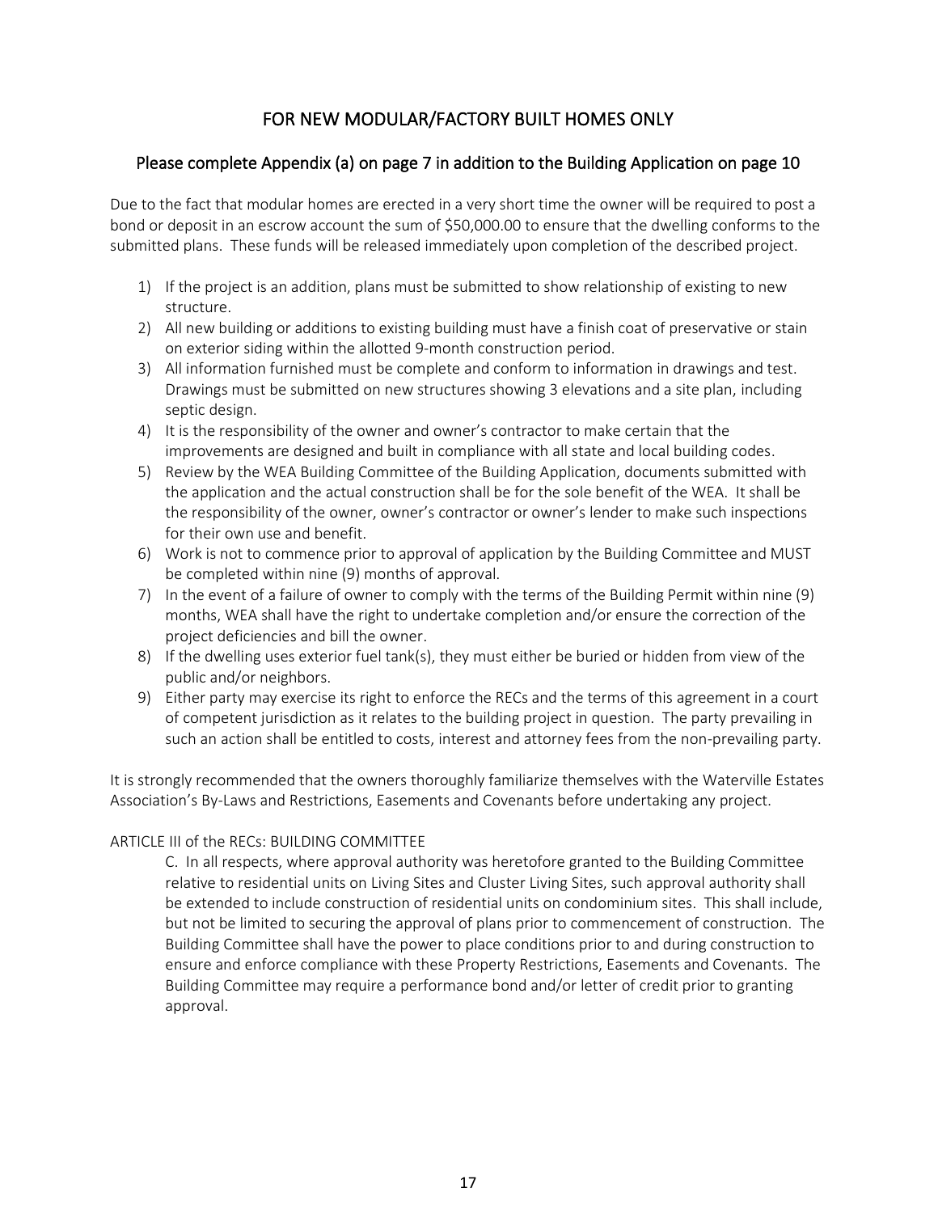## FOR NEW MODULAR/FACTORY BUILT HOMES ONLY

### Please complete Appendix (a) on page 7 in addition to the Building Application on page 10

Due to the fact that modular homes are erected in a very short time the owner will be required to post a bond or deposit in an escrow account the sum of $50,000.00 to ensure that the dwelling conforms to the submitted plans. These funds will be released immediately upon completion of the described project.

1) If the project is an addition, plans must be submitted to show relationship of existing to new structure.
2) All new building or additions to existing building must have a finish coat of preservative or stain on exterior siding within the allotted 9-month construction period.
3) All information furnished must be complete and conform to information in drawings and test. Drawings must be submitted on new structures showing 3 elevations and a site plan, including septic design.
4) It is the responsibility of the owner and owner's contractor to make certain that the improvements are designed and built in compliance with all state and local building codes.
5) Review by the WEA Building Committee of the Building Application, documents submitted with the application and the actual construction shall be for the sole benefit of the WEA. It shall be the responsibility of the owner, owner's contractor or owner's lender to make such inspections for their own use and benefit.
6) Work is not to commence prior to approval of application by the Building Committee and MUST be completed within nine (9) months of approval.
7) In the event of a failure of owner to comply with the terms of the Building Permit within nine (9) months, WEA shall have the right to undertake completion and/or ensure the correction of the project deficiencies and bill the owner.
8) If the dwelling uses exterior fuel tank(s), they must either be buried or hidden from view of the public and/or neighbors.
9) Either party may exercise its right to enforce the RECs and the terms of this agreement in a court of competent jurisdiction as it relates to the building project in question. The party prevailing in such an action shall be entitled to costs, interest and attorney fees from the non-prevailing party.

It is strongly recommended that the owners thoroughly familiarize themselves with the Waterville Estates Association's By-Laws and Restrictions, Easements and Covenants before undertaking any project.

ARTICLE III of the RECs: BUILDING COMMITTEE

C. In all respects, where approval authority was heretofore granted to the Building Committee relative to residential units on Living Sites and Cluster Living Sites, such approval authority shall be extended to include construction of residential units on condominium sites. This shall include, but not be limited to securing the approval of plans prior to commencement of construction. The Building Committee shall have the power to place conditions prior to and during construction to ensure and enforce compliance with these Property Restrictions, Easements and Covenants. The Building Committee may require a performance bond and/or letter of credit prior to granting approval.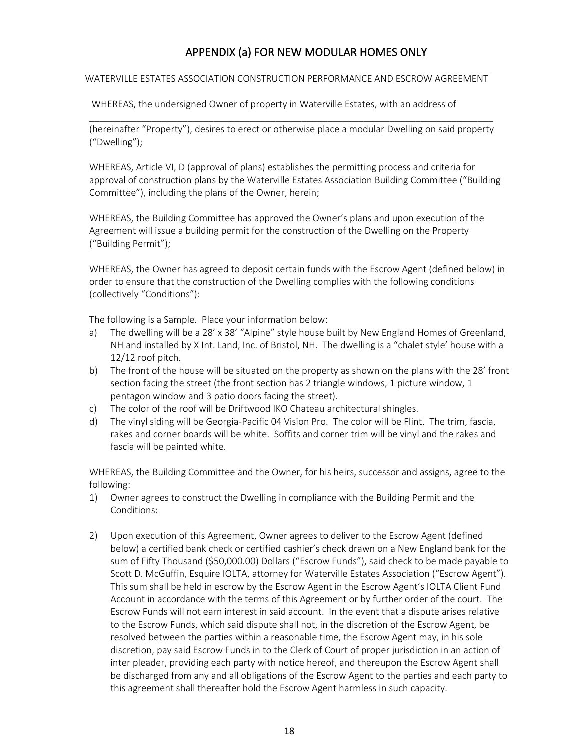# APPENDIX (a) FOR NEW MODULAR HOMES ONLY

WATERVILLE ESTATES ASSOCIATION CONSTRUCTION PERFORMANCE AND ESCROW AGREEMENT

WHEREAS, the undersigned Owner of property in Waterville Estates, with an address of ______________________________________________________________________________ (hereinafter "Property"), desires to erect or otherwise place a modular Dwelling on said property ("Dwelling");

WHEREAS, Article VI, D (approval of plans) establishes the permitting process and criteria for approval of construction plans by the Waterville Estates Association Building Committee ("Building Committee"), including the plans of the Owner, herein;

WHEREAS, the Building Committee has approved the Owner's plans and upon execution of the Agreement will issue a building permit for the construction of the Dwelling on the Property ("Building Permit");

WHEREAS, the Owner has agreed to deposit certain funds with the Escrow Agent (defined below) in order to ensure that the construction of the Dwelling complies with the following conditions (collectively "Conditions"):

The following is a Sample. Place your information below:

a) The dwelling will be a 28' x 38' "Alpine" style house built by New England Homes of Greenland, NH and installed by X Int. Land, Inc. of Bristol, NH. The dwelling is a "chalet style' house with a 12/12 roof pitch.
b) The front of the house will be situated on the property as shown on the plans with the 28' front section facing the street (the front section has 2 triangle windows, 1 picture window, 1 pentagon window and 3 patio doors facing the street).
c) The color of the roof will be Driftwood IKO Chateau architectural shingles.
d) The vinyl siding will be Georgia-Pacific 04 Vision Pro. The color will be Flint. The trim, fascia, rakes and corner boards will be white. Soffits and corner trim will be vinyl and the rakes and fascia will be painted white.

WHEREAS, the Building Committee and the Owner, for his heirs, successor and assigns, agree to the following:

1) Owner agrees to construct the Dwelling in compliance with the Building Permit and the Conditions:

2) Upon execution of this Agreement, Owner agrees to deliver to the Escrow Agent (defined below) a certified bank check or certified cashier's check drawn on a New England bank for the sum of Fifty Thousand ($50,000.00) Dollars ("Escrow Funds"), said check to be made payable to Scott D. McGuffin, Esquire IOLTA, attorney for Waterville Estates Association ("Escrow Agent"). This sum shall be held in escrow by the Escrow Agent in the Escrow Agent's IOLTA Client Fund Account in accordance with the terms of this Agreement or by further order of the court. The Escrow Funds will not earn interest in said account. In the event that a dispute arises relative to the Escrow Funds, which said dispute shall not, in the discretion of the Escrow Agent, be resolved between the parties within a reasonable time, the Escrow Agent may, in his sole discretion, pay said Escrow Funds in to the Clerk of Court of proper jurisdiction in an action of inter pleader, providing each party with notice hereof, and thereupon the Escrow Agent shall be discharged from any and all obligations of the Escrow Agent to the parties and each party to this agreement shall thereafter hold the Escrow Agent harmless in such capacity.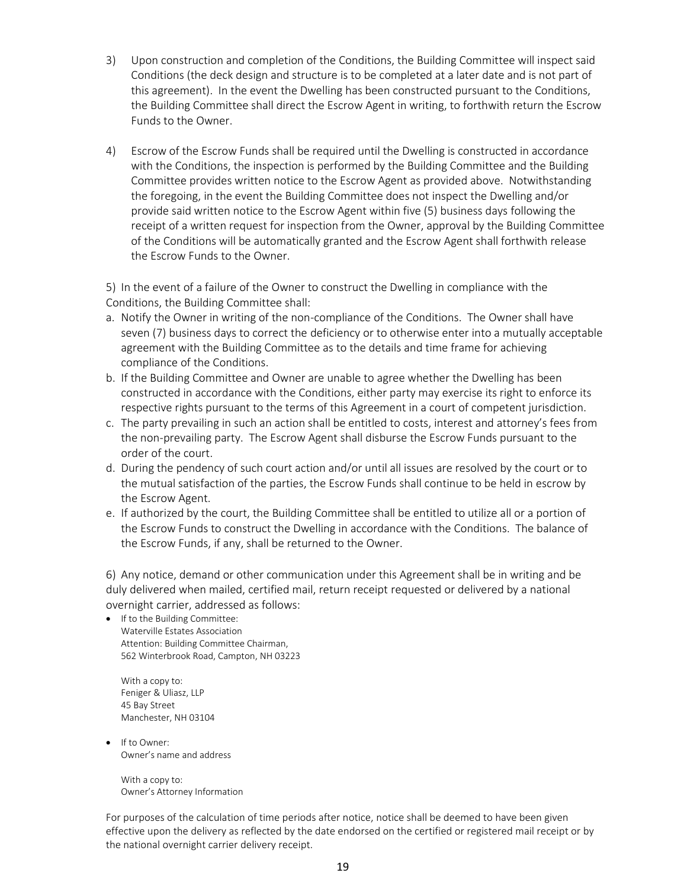3) Upon construction and completion of the Conditions, the Building Committee will inspect said Conditions (the deck design and structure is to be completed at a later date and is not part of this agreement). In the event the Dwelling has been constructed pursuant to the Conditions, the Building Committee shall direct the Escrow Agent in writing, to forthwith return the Escrow Funds to the Owner.

4) Escrow of the Escrow Funds shall be required until the Dwelling is constructed in accordance with the Conditions, the inspection is performed by the Building Committee and the Building Committee provides written notice to the Escrow Agent as provided above. Notwithstanding the foregoing, in the event the Building Committee does not inspect the Dwelling and/or provide said written notice to the Escrow Agent within five (5) business days following the receipt of a written request for inspection from the Owner, approval by the Building Committee of the Conditions will be automatically granted and the Escrow Agent shall forthwith release the Escrow Funds to the Owner.

5) In the event of a failure of the Owner to construct the Dwelling in compliance with the Conditions, the Building Committee shall:

a. Notify the Owner in writing of the non-compliance of the Conditions. The Owner shall have seven (7) business days to correct the deficiency or to otherwise enter into a mutually acceptable agreement with the Building Committee as to the details and time frame for achieving compliance of the Conditions.
b. If the Building Committee and Owner are unable to agree whether the Dwelling has been constructed in accordance with the Conditions, either party may exercise its right to enforce its respective rights pursuant to the terms of this Agreement in a court of competent jurisdiction.
c. The party prevailing in such an action shall be entitled to costs, interest and attorney's fees from the non-prevailing party. The Escrow Agent shall disburse the Escrow Funds pursuant to the order of the court.
d. During the pendency of such court action and/or until all issues are resolved by the court or to the mutual satisfaction of the parties, the Escrow Funds shall continue to be held in escrow by the Escrow Agent.
e. If authorized by the court, the Building Committee shall be entitled to utilize all or a portion of the Escrow Funds to construct the Dwelling in accordance with the Conditions. The balance of the Escrow Funds, if any, shall be returned to the Owner.

6) Any notice, demand or other communication under this Agreement shall be in writing and be duly delivered when mailed, certified mail, return receipt requested or delivered by a national overnight carrier, addressed as follows:

- If to the Building Committee:
  Waterville Estates Association
  Attention: Building Committee Chairman,
  562 Winterbrook Road, Campton, NH 03223

  With a copy to:
  Feniger & Uliasz, LLP
  45 Bay Street
  Manchester, NH 03104

- If to Owner:
  Owner's name and address

  With a copy to:
  Owner's Attorney Information

For purposes of the calculation of time periods after notice, notice shall be deemed to have been given effective upon the delivery as reflected by the date endorsed on the certified or registered mail receipt or by the national overnight carrier delivery receipt.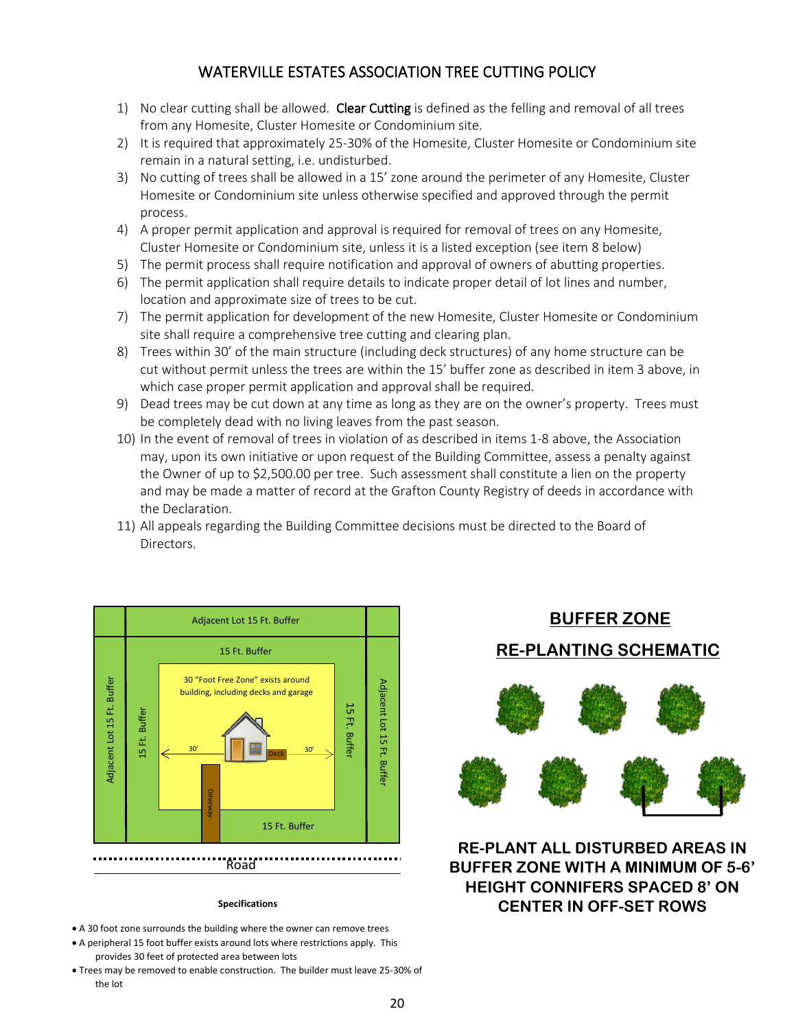# WATERVILLE ESTATES ASSOCIATION TREE CUTTING POLICY

1) No clear cutting shall be allowed. **Clear Cutting** is defined as the felling and removal of all trees from any Homesite, Cluster Homesite or Condominium site.
2) It is required that approximately 25-30% of the Homesite, Cluster Homesite or Condominium site remain in a natural setting, i.e. undisturbed.
3) No cutting of trees shall be allowed in a 15' zone around the perimeter of any Homesite, Cluster Homesite or Condominium site unless otherwise specified and approved through the permit process.
4) A proper permit application and approval is required for removal of trees on any Homesite, Cluster Homesite or Condominium site, unless it is a listed exception (see item 8 below)
5) The permit process shall require notification and approval of owners of abutting properties.
6) The permit application shall require details to indicate proper detail of lot lines and number, location and approximate size of trees to be cut.
7) The permit application for development of the new Homesite, Cluster Homesite or Condominium site shall require a comprehensive tree cutting and clearing plan.
8) Trees within 30' of the main structure (including deck structures) of any home structure can be cut without permit unless the trees are within the 15' buffer zone as described in item 3 above, in which case proper permit application and approval shall be required.
9) Dead trees may be cut down at any time as long as they are on the owner's property. Trees must be completely dead with no living leaves from the past season.
10) In the event of removal of trees in violation of as described in items 1-8 above, the Association may, upon its own initiative or upon request of the Building Committee, assess a penalty against the Owner of up to $2,500.00 per tree. Such assessment shall constitute a lien on the property and may be made a matter of record at the Grafton County Registry of deeds in accordance with the Declaration.
11) All appeals regarding the Building Committee decisions must be directed to the Board of Directors.

Adjacent Lot 15 Ft. Buffer

15 Ft. Buffer

30 "Foot Free Zone" exists around building, including decks and garage

30' Deck 30'

Driveway

Road

**Specifications**

- A 30 foot zone surrounds the building where the owner can remove trees
- A peripheral 15 foot buffer exists around lots where restrictions apply. This provides 30 feet of protected area between lots
- Trees may be removed to enable construction. The builder must leave 25-30% of the lot

## BUFFER ZONE

## RE-PLANTING SCHEMATIC

**RE-PLANT ALL DISTURBED AREAS IN BUFFER ZONE WITH A MINIMUM OF 5-6' HEIGHT CONNIFERS SPACED 8' ON CENTER IN OFF-SET ROWS**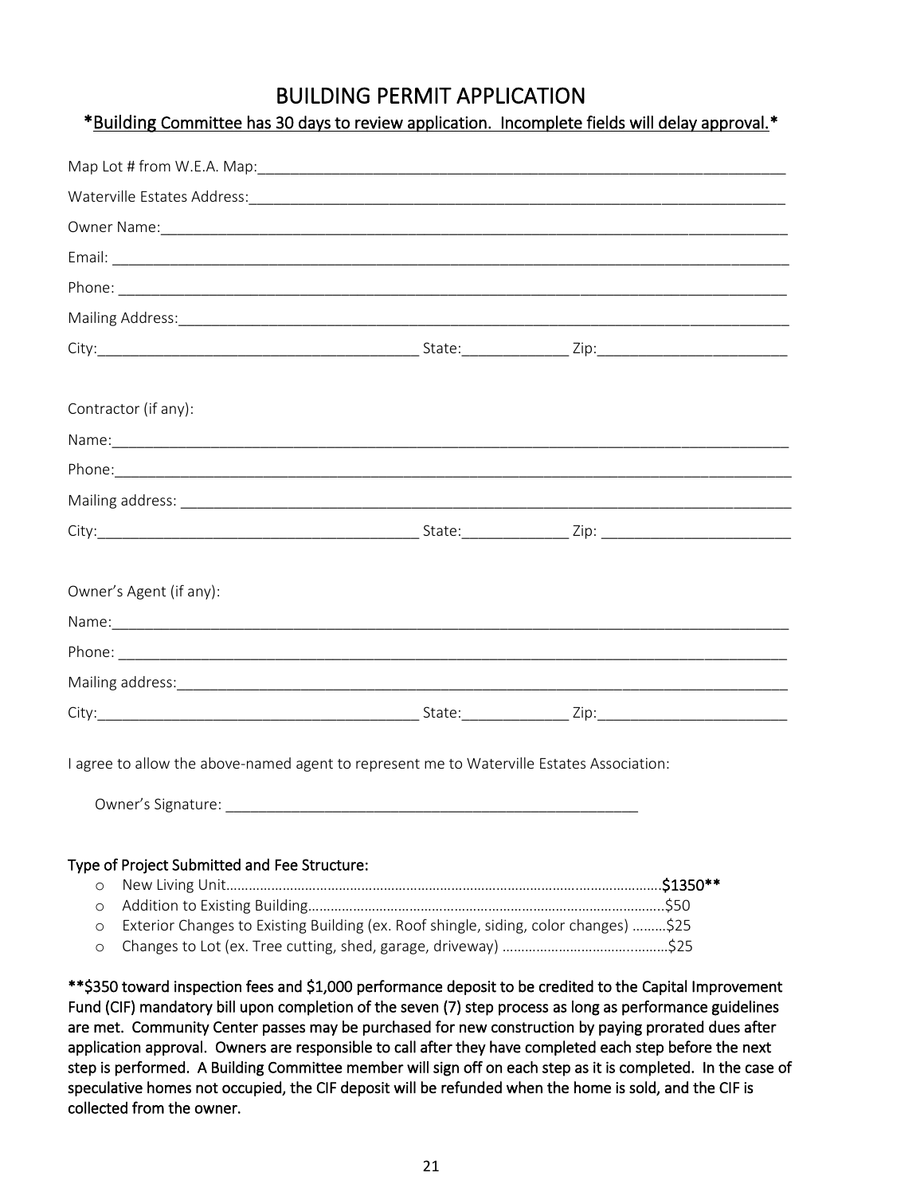# BUILDING PERMIT APPLICATION

**\*<u>Building Committee has 30 days to review application. Incomplete fields will delay approval.</u>\***

Map Lot # from W.E.A. Map:_______________________________________________________________

Waterville Estates Address:_______________________________________________________________

Owner Name:____________________________________________________________________

Email: ________________________________________________________________________

Phone: ________________________________________________________________________

Mailing Address:_________________________________________________________________

City:_________________________________ State:___________ Zip:____________________

Contractor (if any):

Name:_________________________________________________________________________

Phone:_________________________________________________________________________

Mailing address: ________________________________________________________________

City:_________________________________ State:___________ Zip: ____________________

Owner's Agent (if any):

Name:_________________________________________________________________________

Phone: ________________________________________________________________________

Mailing address:_________________________________________________________________

City:_________________________________ State:___________ Zip:____________________

I agree to allow the above-named agent to represent me to Waterville Estates Association:

Owner's Signature: _____________________________________________

**Type of Project Submitted and Fee Structure:**

- New Living Unit........................................................................................................**$1350\*\***
- Addition to Existing Building..........................................................................................$50
- Exterior Changes to Existing Building (ex. Roof shingle, siding, color changes) .........$25
- Changes to Lot (ex. Tree cutting, shed, garage, driveway) ...........................................$25

**\*\*$350 toward inspection fees and $1,000 performance deposit to be credited to the Capital Improvement Fund (CIF) mandatory bill upon completion of the seven (7) step process as long as performance guidelines are met. Community Center passes may be purchased for new construction by paying prorated dues after application approval. Owners are responsible to call after they have completed each step before the next step is performed. A Building Committee member will sign off on each step as it is completed. In the case of speculative homes not occupied, the CIF deposit will be refunded when the home is sold, and the CIF is collected from the owner.**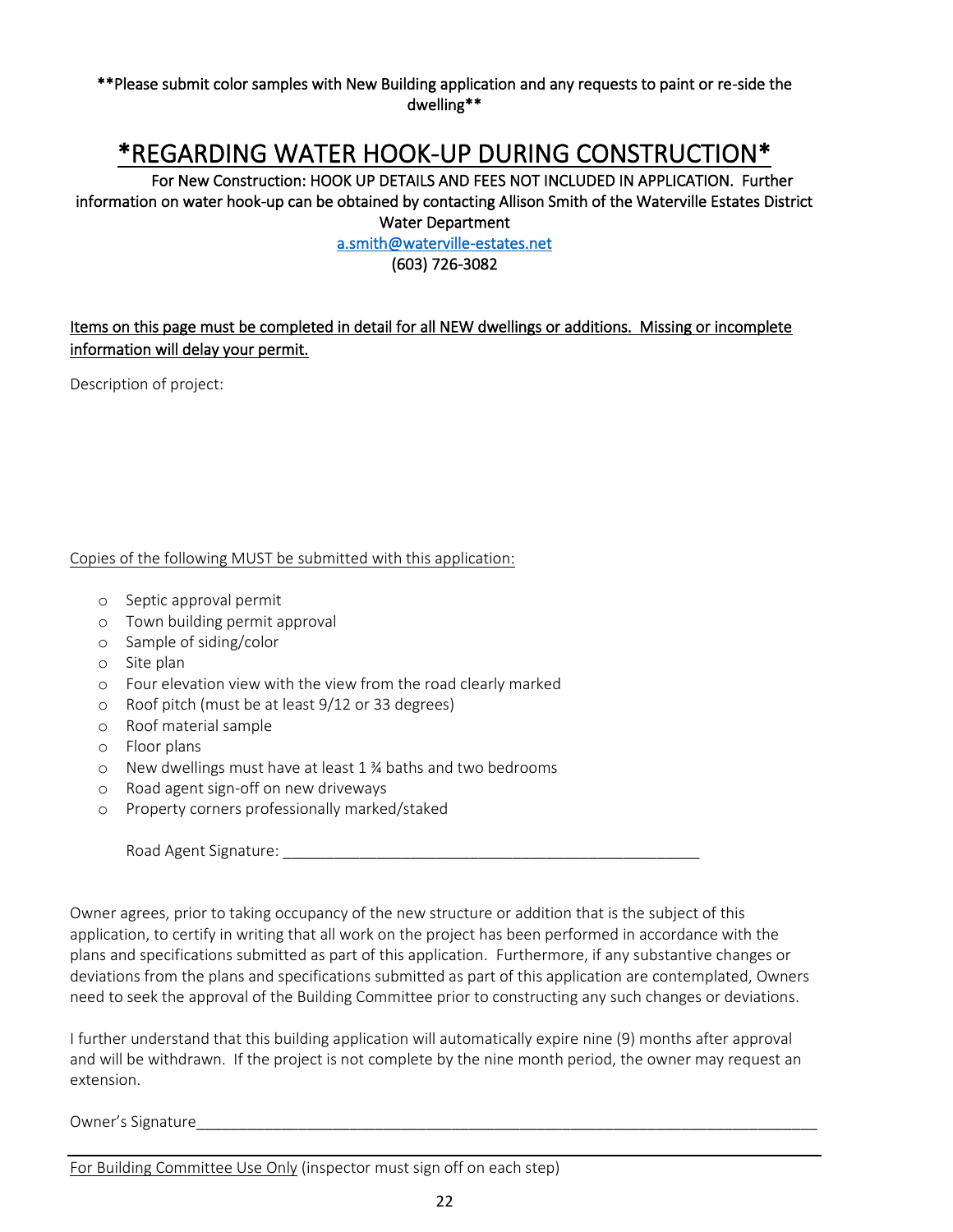**\*\*Please submit color samples with New Building application and any requests to paint or re-side the dwelling\*\***

# *REGARDING WATER HOOK-UP DURING CONSTRUCTION*

For New Construction: HOOK UP DETAILS AND FEES NOT INCLUDED IN APPLICATION. Further information on water hook-up can be obtained by contacting Allison Smith of the Waterville Estates District Water Department
a.smith@waterville-estates.net
(603) 726-3082

Items on this page must be completed in detail for all NEW dwellings or additions. Missing or incomplete information will delay your permit.

Description of project:

Copies of the following MUST be submitted with this application:

- Septic approval permit
- Town building permit approval
- Sample of siding/color
- Site plan
- Four elevation view with the view from the road clearly marked
- Roof pitch (must be at least 9/12 or 33 degrees)
- Roof material sample
- Floor plans
- New dwellings must have at least 1 ¾ baths and two bedrooms
- Road agent sign-off on new driveways
- Property corners professionally marked/staked

Road Agent Signature: ___________________________________________________

Owner agrees, prior to taking occupancy of the new structure or addition that is the subject of this application, to certify in writing that all work on the project has been performed in accordance with the plans and specifications submitted as part of this application. Furthermore, if any substantive changes or deviations from the plans and specifications submitted as part of this application are contemplated, Owners need to seek the approval of the Building Committee prior to constructing any such changes or deviations.

I further understand that this building application will automatically expire nine (9) months after approval and will be withdrawn. If the project is not complete by the nine month period, the owner may request an extension.

Owner's Signature_______________________________________________________________________________

For Building Committee Use Only (inspector must sign off on each step)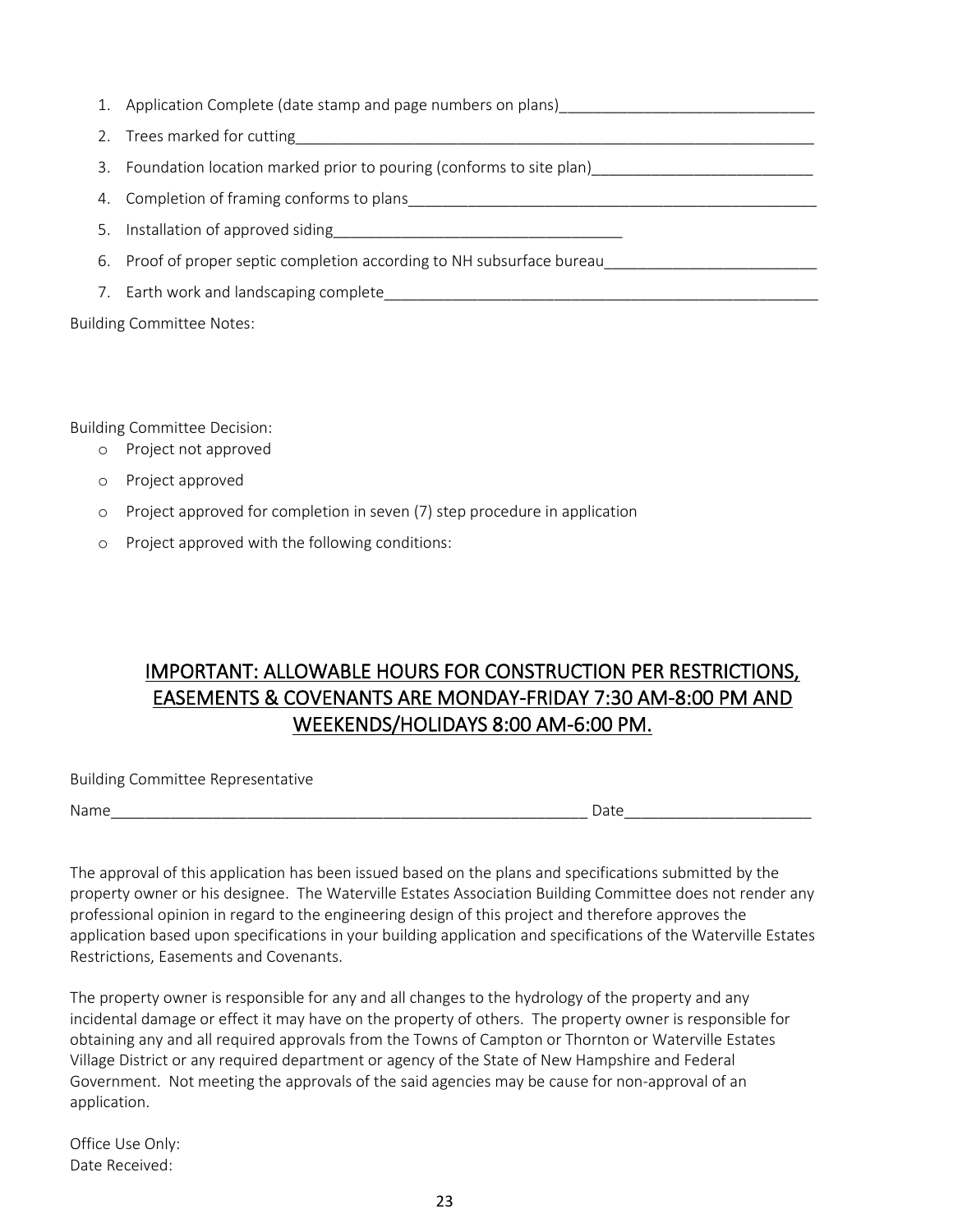1. Application Complete (date stamp and page numbers on plans)______________________________
2. Trees marked for cutting________________________________________________________________
3. Foundation location marked prior to pouring (conforms to site plan)__________________________
4. Completion of framing conforms to plans__________________________________________________
5. Installation of approved siding__________________________________
6. Proof of proper septic completion according to NH subsurface bureau_________________________
7. Earth work and landscaping complete______________________________________________________

Building Committee Notes:

Building Committee Decision:

- Project not approved
- Project approved
- Project approved for completion in seven (7) step procedure in application
- Project approved with the following conditions:

## IMPORTANT: ALLOWABLE HOURS FOR CONSTRUCTION PER RESTRICTIONS, EASEMENTS & COVENANTS ARE MONDAY-FRIDAY 7:30 AM-8:00 PM AND WEEKENDS/HOLIDAYS 8:00 AM-6:00 PM.

Building Committee Representative

Name__________________________________________________________ Date______________________

The approval of this application has been issued based on the plans and specifications submitted by the property owner or his designee. The Waterville Estates Association Building Committee does not render any professional opinion in regard to the engineering design of this project and therefore approves the application based upon specifications in your building application and specifications of the Waterville Estates Restrictions, Easements and Covenants.

The property owner is responsible for any and all changes to the hydrology of the property and any incidental damage or effect it may have on the property of others. The property owner is responsible for obtaining any and all required approvals from the Towns of Campton or Thornton or Waterville Estates Village District or any required department or agency of the State of New Hampshire and Federal Government. Not meeting the approvals of the said agencies may be cause for non-approval of an application.

Office Use Only:
Date Received: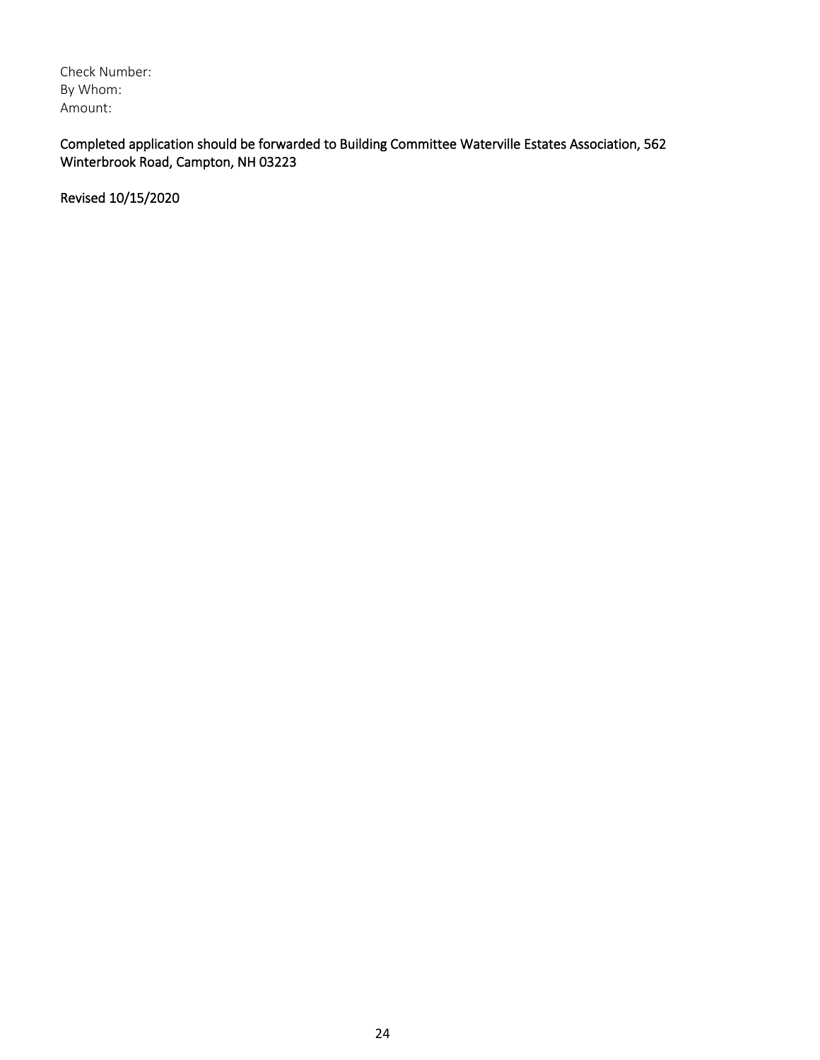Check Number:
By Whom:
Amount:

Completed application should be forwarded to Building Committee Waterville Estates Association, 562 Winterbrook Road, Campton, NH 03223

Revised 10/15/2020